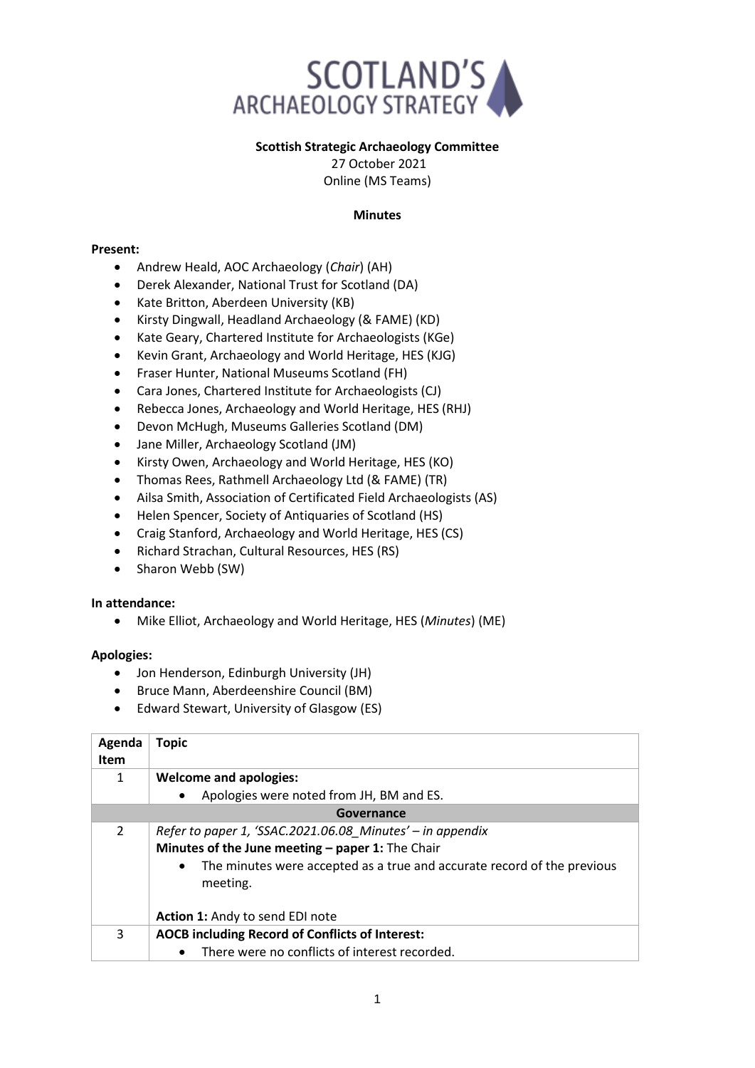SCOTLAND'S ARCHAEOLOGY STRATEGY

**Scottish Strategic Archaeology Committee**

27 October 2021

Online (MS Teams)

**Minutes**

**Present:**

- Andrew Heald, AOC Archaeology (*Chair*) (AH)
- Derek Alexander, National Trust for Scotland (DA)
- Kate Britton, Aberdeen University (KB)
- Kirsty Dingwall, Headland Archaeology (& FAME) (KD)
- Kate Geary, Chartered Institute for Archaeologists (KGe)
- Kevin Grant, Archaeology and World Heritage, HES (KJG)
- Fraser Hunter, National Museums Scotland (FH)
- Cara Jones, Chartered Institute for Archaeologists (CJ)
- Rebecca Jones, Archaeology and World Heritage, HES (RHJ)
- Devon McHugh, Museums Galleries Scotland (DM)
- Jane Miller, Archaeology Scotland (JM)
- Kirsty Owen, Archaeology and World Heritage, HES (KO)
- Thomas Rees, Rathmell Archaeology Ltd (& FAME) (TR)
- Ailsa Smith, Association of Certificated Field Archaeologists (AS)
- Helen Spencer, Society of Antiquaries of Scotland (HS)
- Craig Stanford, Archaeology and World Heritage, HES (CS)
- Richard Strachan, Cultural Resources, HES (RS)
- Sharon Webb (SW)

**In attendance:**

- Mike Elliot, Archaeology and World Heritage, HES (*Minutes*) (ME)

**Apologies:**

- Jon Henderson, Edinburgh University (JH)
- Bruce Mann, Aberdeenshire Council (BM)
- Edward Stewart, University of Glasgow (ES)

| Agenda Item | Topic |
|---|---|
| 1 | **Welcome and apologies:**<br>• Apologies were noted from JH, BM and ES. |
| | **Governance** |
| 2 | *Refer to paper 1, 'SSAC.2021.06.08_Minutes' – in appendix*<br>**Minutes of the June meeting – paper 1:** The Chair<br>• The minutes were accepted as a true and accurate record of the previous meeting.<br><br>**Action 1:** Andy to send EDI note |
| 3 | **AOCB including Record of Conflicts of Interest:**<br>• There were no conflicts of interest recorded. |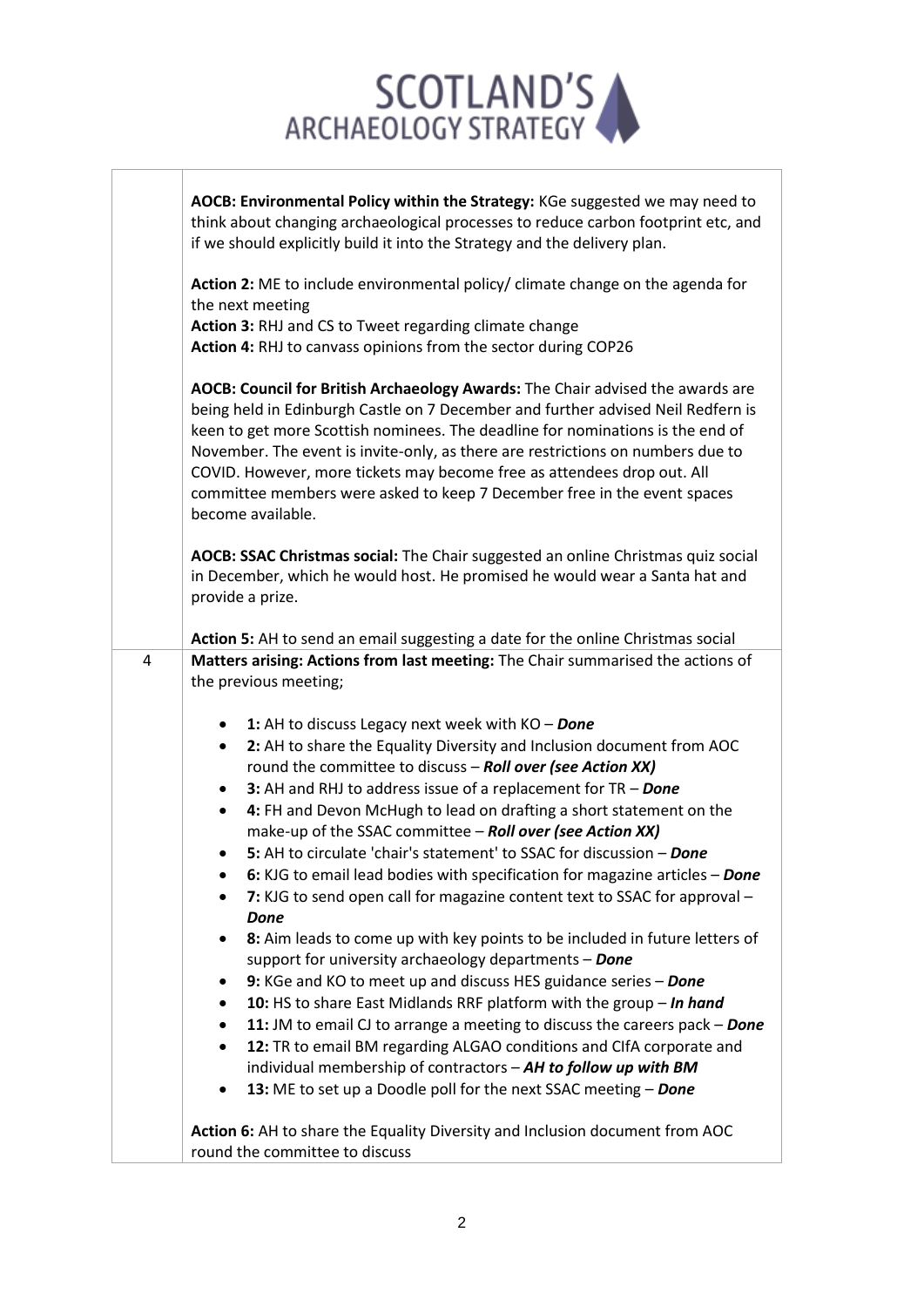SCOTLAND'S ARCHAEOLOGY STRATEGY

| | |
|---|---|
| | **AOCB: Environmental Policy within the Strategy:** KGe suggested we may need to think about changing archaeological processes to reduce carbon footprint etc, and if we should explicitly build it into the Strategy and the delivery plan.<br><br>**Action 2:** ME to include environmental policy/ climate change on the agenda for the next meeting<br>**Action 3:** RHJ and CS to Tweet regarding climate change<br>**Action 4:** RHJ to canvass opinions from the sector during COP26<br><br>**AOCB: Council for British Archaeology Awards:** The Chair advised the awards are being held in Edinburgh Castle on 7 December and further advised Neil Redfern is keen to get more Scottish nominees. The deadline for nominations is the end of November. The event is invite-only, as there are restrictions on numbers due to COVID. However, more tickets may become free as attendees drop out. All committee members were asked to keep 7 December free in the event spaces become available.<br><br>**AOCB: SSAC Christmas social:** The Chair suggested an online Christmas quiz social in December, which he would host. He promised he would wear a Santa hat and provide a prize.<br><br>**Action 5:** AH to send an email suggesting a date for the online Christmas social |
| 4 | **Matters arising: Actions from last meeting:** The Chair summarised the actions of the previous meeting;<br><br>• **1:** AH to discuss Legacy next week with KO – ***Done***<br>• **2:** AH to share the Equality Diversity and Inclusion document from AOC round the committee to discuss – ***Roll over (see Action XX)***<br>• **3:** AH and RHJ to address issue of a replacement for TR – ***Done***<br>• **4:** FH and Devon McHugh to lead on drafting a short statement on the make-up of the SSAC committee – ***Roll over (see Action XX)***<br>• **5:** AH to circulate 'chair's statement' to SSAC for discussion – ***Done***<br>• **6:** KJG to email lead bodies with specification for magazine articles – ***Done***<br>• **7:** KJG to send open call for magazine content text to SSAC for approval – ***Done***<br>• **8:** Aim leads to come up with key points to be included in future letters of support for university archaeology departments – ***Done***<br>• **9:** KGe and KO to meet up and discuss HES guidance series – ***Done***<br>• **10:** HS to share East Midlands RRF platform with the group – ***In hand***<br>• **11:** JM to email CJ to arrange a meeting to discuss the careers pack – ***Done***<br>• **12:** TR to email BM regarding ALGAO conditions and CIfA corporate and individual membership of contractors – ***AH to follow up with BM***<br>• **13:** ME to set up a Doodle poll for the next SSAC meeting – ***Done***<br><br>**Action 6:** AH to share the Equality Diversity and Inclusion document from AOC round the committee to discuss |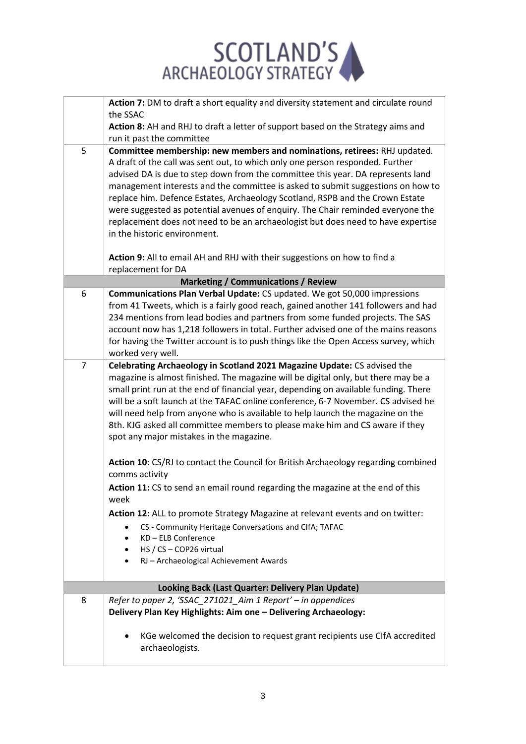| | |
|---|---|
| | **Action 7:** DM to draft a short equality and diversity statement and circulate round the SSAC<br>**Action 8:** AH and RHJ to draft a letter of support based on the Strategy aims and run it past the committee |
| 5 | **Committee membership: new members and nominations, retirees:** RHJ updated. A draft of the call was sent out, to which only one person responded. Further advised DA is due to step down from the committee this year. DA represents land management interests and the committee is asked to submit suggestions on how to replace him. Defence Estates, Archaeology Scotland, RSPB and the Crown Estate were suggested as potential avenues of enquiry. The Chair reminded everyone the replacement does not need to be an archaeologist but does need to have expertise in the historic environment.<br><br>**Action 9:** All to email AH and RHJ with their suggestions on how to find a replacement for DA |
| | **Marketing / Communications / Review** |
| 6 | **Communications Plan Verbal Update:** CS updated. We got 50,000 impressions from 41 Tweets, which is a fairly good reach, gained another 141 followers and had 234 mentions from lead bodies and partners from some funded projects. The SAS account now has 1,218 followers in total. Further advised one of the mains reasons for having the Twitter account is to push things like the Open Access survey, which worked very well. |
| 7 | **Celebrating Archaeology in Scotland 2021 Magazine Update:** CS advised the magazine is almost finished. The magazine will be digital only, but there may be a small print run at the end of financial year, depending on available funding. There will be a soft launch at the TAFAC online conference, 6-7 November. CS advised he will need help from anyone who is available to help launch the magazine on the 8th. KJG asked all committee members to please make him and CS aware if they spot any major mistakes in the magazine.<br><br>**Action 10:** CS/RJ to contact the Council for British Archaeology regarding combined comms activity<br>**Action 11:** CS to send an email round regarding the magazine at the end of this week<br>**Action 12:** ALL to promote Strategy Magazine at relevant events and on twitter:<br>• CS - Community Heritage Conversations and CIfA; TAFAC<br>• KD – ELB Conference<br>• HS / CS – COP26 virtual<br>• RJ – Archaeological Achievement Awards |
| | **Looking Back (Last Quarter: Delivery Plan Update)** |
| 8 | *Refer to paper 2, 'SSAC_271021_Aim 1 Report' – in appendices*<br>**Delivery Plan Key Highlights: Aim one – Delivering Archaeology:**<br><br>• KGe welcomed the decision to request grant recipients use CIfA accredited archaeologists. |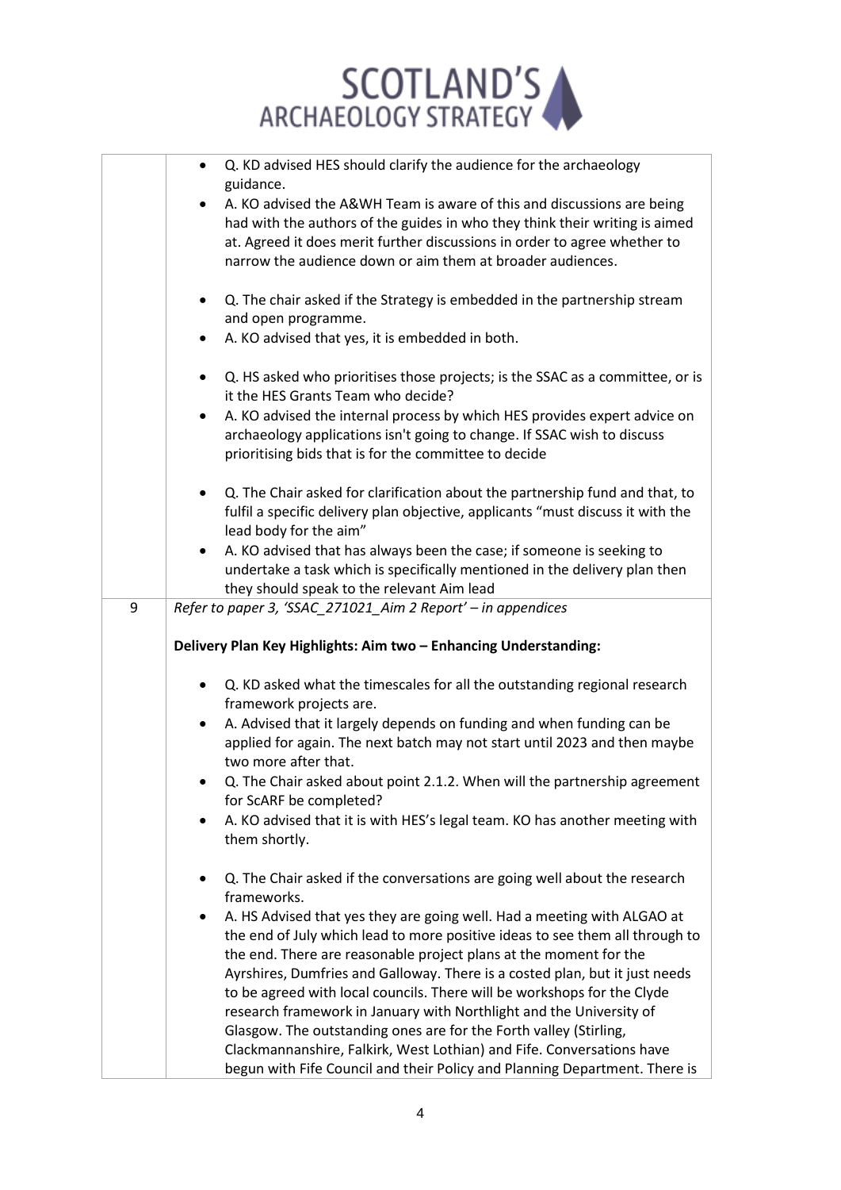| | |
|---|---|
| | - Q. KD advised HES should clarify the audience for the archaeology guidance.<br>- A. KO advised the A&WH Team is aware of this and discussions are being had with the authors of the guides in who they think their writing is aimed at. Agreed it does merit further discussions in order to agree whether to narrow the audience down or aim them at broader audiences.<br><br>- Q. The chair asked if the Strategy is embedded in the partnership stream and open programme.<br>- A. KO advised that yes, it is embedded in both.<br><br>- Q. HS asked who prioritises those projects; is the SSAC as a committee, or is it the HES Grants Team who decide?<br>- A. KO advised the internal process by which HES provides expert advice on archaeology applications isn't going to change. If SSAC wish to discuss prioritising bids that is for the committee to decide<br><br>- Q. The Chair asked for clarification about the partnership fund and that, to fulfil a specific delivery plan objective, applicants "must discuss it with the lead body for the aim"<br>- A. KO advised that has always been the case; if someone is seeking to undertake a task which is specifically mentioned in the delivery plan then they should speak to the relevant Aim lead |
| 9 | *Refer to paper 3, 'SSAC_271021_Aim 2 Report' – in appendices*<br><br>**Delivery Plan Key Highlights: Aim two – Enhancing Understanding:**<br><br>- Q. KD asked what the timescales for all the outstanding regional research framework projects are.<br>- A. Advised that it largely depends on funding and when funding can be applied for again. The next batch may not start until 2023 and then maybe two more after that.<br>- Q. The Chair asked about point 2.1.2. When will the partnership agreement for ScARF be completed?<br>- A. KO advised that it is with HES's legal team. KO has another meeting with them shortly.<br><br>- Q. The Chair asked if the conversations are going well about the research frameworks.<br>- A. HS Advised that yes they are going well. Had a meeting with ALGAO at the end of July which lead to more positive ideas to see them all through to the end. There are reasonable project plans at the moment for the Ayrshires, Dumfries and Galloway. There is a costed plan, but it just needs to be agreed with local councils. There will be workshops for the Clyde research framework in January with Northlight and the University of Glasgow. The outstanding ones are for the Forth valley (Stirling, Clackmannanshire, Falkirk, West Lothian) and Fife. Conversations have begun with Fife Council and their Policy and Planning Department. There is |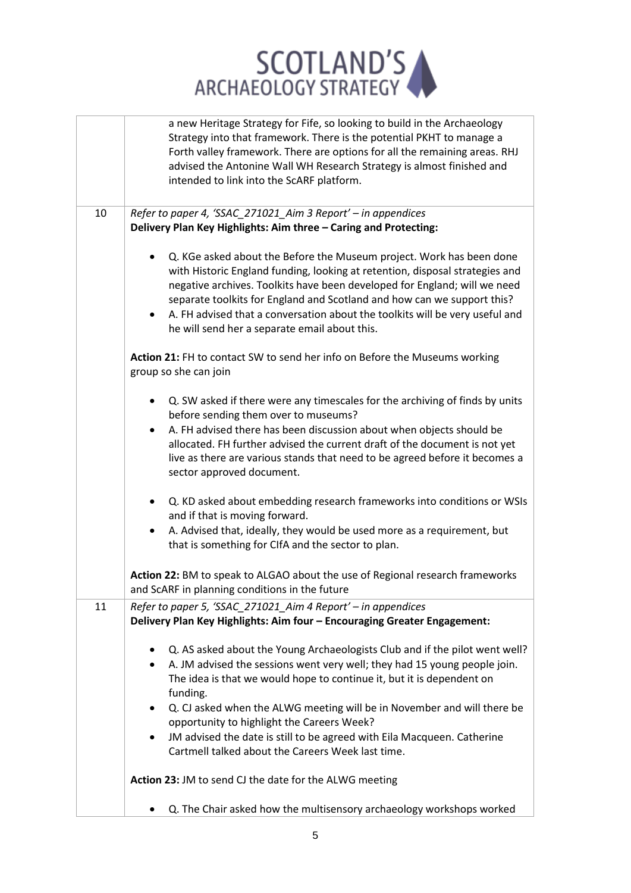| | |
|---|---|
| | a new Heritage Strategy for Fife, so looking to build in the Archaeology Strategy into that framework. There is the potential PKHT to manage a Forth valley framework. There are options for all the remaining areas. RHJ advised the Antonine Wall WH Research Strategy is almost finished and intended to link into the ScARF platform. |
| 10 | *Refer to paper 4, 'SSAC_271021_Aim 3 Report' – in appendices*<br>**Delivery Plan Key Highlights: Aim three – Caring and Protecting:**<br><br>• Q. KGe asked about the Before the Museum project. Work has been done with Historic England funding, looking at retention, disposal strategies and negative archives. Toolkits have been developed for England; will we need separate toolkits for England and Scotland and how can we support this?<br>• A. FH advised that a conversation about the toolkits will be very useful and he will send her a separate email about this.<br><br>**Action 21:** FH to contact SW to send her info on Before the Museums working group so she can join<br><br>• Q. SW asked if there were any timescales for the archiving of finds by units before sending them over to museums?<br>• A. FH advised there has been discussion about when objects should be allocated. FH further advised the current draft of the document is not yet live as there are various stands that need to be agreed before it becomes a sector approved document.<br><br>• Q. KD asked about embedding research frameworks into conditions or WSIs and if that is moving forward.<br>• A. Advised that, ideally, they would be used more as a requirement, but that is something for CIfA and the sector to plan.<br><br>**Action 22:** BM to speak to ALGAO about the use of Regional research frameworks and ScARF in planning conditions in the future |
| 11 | *Refer to paper 5, 'SSAC_271021_Aim 4 Report' – in appendices*<br>**Delivery Plan Key Highlights: Aim four – Encouraging Greater Engagement:**<br><br>• Q. AS asked about the Young Archaeologists Club and if the pilot went well?<br>• A. JM advised the sessions went very well; they had 15 young people join. The idea is that we would hope to continue it, but it is dependent on funding.<br>• Q. CJ asked when the ALWG meeting will be in November and will there be opportunity to highlight the Careers Week?<br>• JM advised the date is still to be agreed with Eila Macqueen. Catherine Cartmell talked about the Careers Week last time.<br><br>**Action 23:** JM to send CJ the date for the ALWG meeting<br><br>• Q. The Chair asked how the multisensory archaeology workshops worked |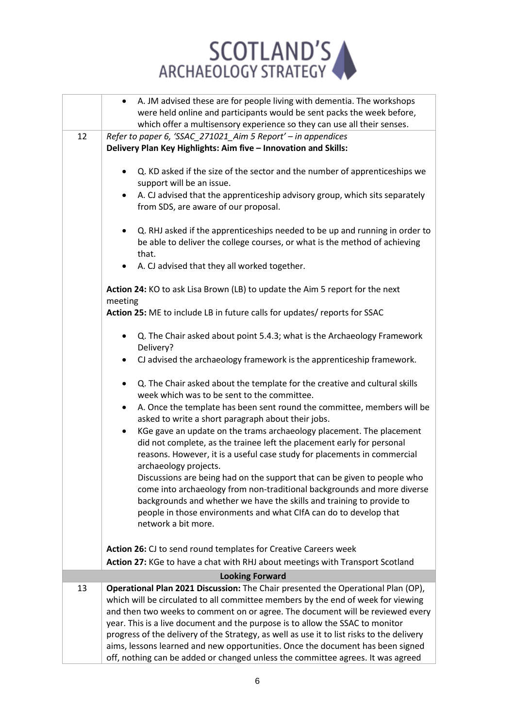| | |
|---|---|
| | • A. JM advised these are for people living with dementia. The workshops were held online and participants would be sent packs the week before, which offer a multisensory experience so they can use all their senses. |
| 12 | *Refer to paper 6, 'SSAC_271021_Aim 5 Report' – in appendices*<br>**Delivery Plan Key Highlights: Aim five – Innovation and Skills:**<br><br>• Q. KD asked if the size of the sector and the number of apprenticeships we support will be an issue.<br>• A. CJ advised that the apprenticeship advisory group, which sits separately from SDS, are aware of our proposal.<br><br>• Q. RHJ asked if the apprenticeships needed to be up and running in order to be able to deliver the college courses, or what is the method of achieving that.<br>• A. CJ advised that they all worked together.<br><br>**Action 24:** KO to ask Lisa Brown (LB) to update the Aim 5 report for the next meeting<br>**Action 25:** ME to include LB in future calls for updates/ reports for SSAC<br><br>• Q. The Chair asked about point 5.4.3; what is the Archaeology Framework Delivery?<br>• CJ advised the archaeology framework is the apprenticeship framework.<br><br>• Q. The Chair asked about the template for the creative and cultural skills week which was to be sent to the committee.<br>• A. Once the template has been sent round the committee, members will be asked to write a short paragraph about their jobs.<br>• KGe gave an update on the trams archaeology placement. The placement did not complete, as the trainee left the placement early for personal reasons. However, it is a useful case study for placements in commercial archaeology projects.<br>Discussions are being had on the support that can be given to people who come into archaeology from non-traditional backgrounds and more diverse backgrounds and whether we have the skills and training to provide to people in those environments and what CIfA can do to develop that network a bit more.<br><br>**Action 26:** CJ to send round templates for Creative Careers week<br>**Action 27:** KGe to have a chat with RHJ about meetings with Transport Scotland |
| | **Looking Forward** |
| 13 | **Operational Plan 2021 Discussion:** The Chair presented the Operational Plan (OP), which will be circulated to all committee members by the end of week for viewing and then two weeks to comment on or agree. The document will be reviewed every year. This is a live document and the purpose is to allow the SSAC to monitor progress of the delivery of the Strategy, as well as use it to list risks to the delivery aims, lessons learned and new opportunities. Once the document has been signed off, nothing can be added or changed unless the committee agrees. It was agreed |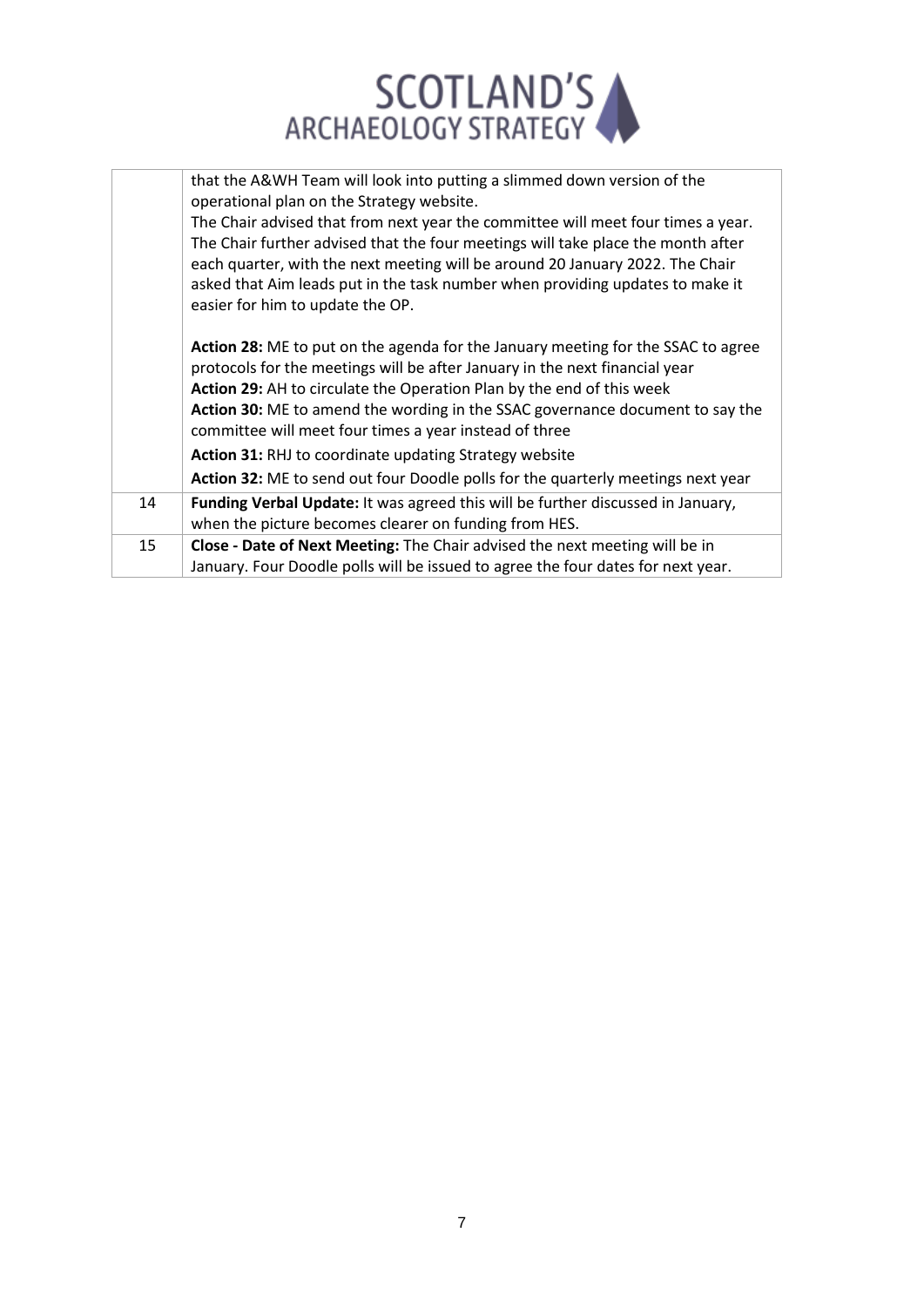| | |
|---|---|
| | that the A&WH Team will look into putting a slimmed down version of the operational plan on the Strategy website.<br>The Chair advised that from next year the committee will meet four times a year. The Chair further advised that the four meetings will take place the month after each quarter, with the next meeting will be around 20 January 2022. The Chair asked that Aim leads put in the task number when providing updates to make it easier for him to update the OP.<br><br>**Action 28:** ME to put on the agenda for the January meeting for the SSAC to agree protocols for the meetings will be after January in the next financial year<br>**Action 29:** AH to circulate the Operation Plan by the end of this week<br>**Action 30:** ME to amend the wording in the SSAC governance document to say the committee will meet four times a year instead of three<br>**Action 31:** RHJ to coordinate updating Strategy website<br>**Action 32:** ME to send out four Doodle polls for the quarterly meetings next year |
| 14 | **Funding Verbal Update:** It was agreed this will be further discussed in January, when the picture becomes clearer on funding from HES. |
| 15 | **Close - Date of Next Meeting:** The Chair advised the next meeting will be in January. Four Doodle polls will be issued to agree the four dates for next year. |